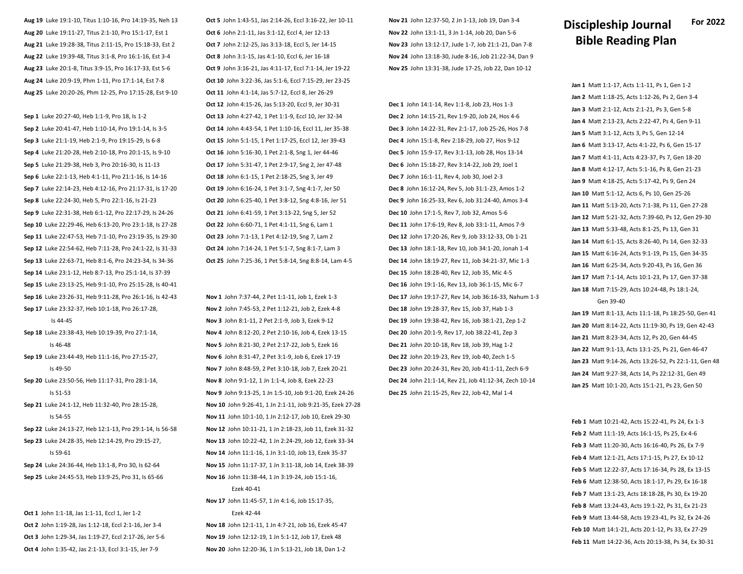**Aug 19** Luke 19:1-10, Titus 1:10-16, Pro 14:19-35, Neh 13

**Aug 20** Luke 19:11-27, Titus 2:1-10, Pro 15:1-17, Est 1

**Aug 21** Luke 19:28-38, Titus 2:11-15, Pro 15:18-33, Est 2

**Aug 22** Luke 19:39-48, Titus 3:1-8, Pro 16:1-16, Est 3-4

**Aug 23** Luke 20:1-8, Titus 3:9-15, Pro 16:17-33, Est 5-6

**Aug 24** Luke 20:9-19, Phm 1-11, Pro 17:1-14, Est 7-8

**Aug 25** Luke 20:20-26, Phm 12-25, Pro 17:15-28, Est 9-10

**Sep 1** Luke 20:27-40, Heb 1:1-9, Pro 18, Is 1-2

**Sep 2** Luke 20:41-47, Heb 1:10-14, Pro 19:1-14, Is 3-5

**Sep 3** Luke 21:1-19, Heb 2:1-9, Pro 19:15-29, Is 6-8

**Sep 4** Luke 21:20-28, Heb 2:10-18, Pro 20:1-15, Is 9-10

**Sep 5** Luke 21:29-38, Heb 3, Pro 20:16-30, Is 11-13

**Sep 6** Luke 22:1-13, Heb 4:1-11, Pro 21:1-16, Is 14-16

**Sep 7** Luke 22:14-23, Heb 4:12-16, Pro 21:17-31, Is 17-20

**Sep 8** Luke 22:24-30, Heb 5, Pro 22:1-16, Is 21-23

**Sep 9** Luke 22:31-38, Heb 6:1-12, Pro 22:17-29, Is 24-26

**Sep 10** Luke 22:39-46, Heb 6:13-20, Pro 23:1-18, Is 27-28

**Sep 11** Luke 22:47-53, Heb 7:1-10, Pro 23:19-35, Is 29-30

**Sep 12** Luke 22:54-62, Heb 7:11-28, Pro 24:1-22, Is 31-33

**Sep 13** Luke 22:63-71, Heb 8:1-6, Pro 24:23-34, Is 34-36

**Sep 14** Luke 23:1-12, Heb 8:7-13, Pro 25:1-14, Is 37-39

**Sep 15** Luke 23:13-25, Heb 9:1-10, Pro 25:15-28, Is 40-41

**Sep 16** Luke 23:26-31, Heb 9:11-28, Pro 26:1-16, Is 42-43

**Sep 17** Luke 23:32-37, Heb 10:1-18, Pro 26:17-28, Is 44-45

**Sep 18** Luke 23:38-43, Heb 10:19-39, Pro 27:1-14, Is 46-48

**Sep 19** Luke 23:44-49, Heb 11:1-16, Pro 27:15-27, Is 49-50

**Sep 20** Luke 23:50-56, Heb 11:17-31, Pro 28:1-14, Is 51-53

**Sep 21** Luke 24:1-12, Heb 11:32-40, Pro 28:15-28, Is 54-55

**Sep 22** Luke 24:13-27, Heb 12:1-13, Pro 29:1-14, Is 56-58

**Sep 23** Luke 24:28-35, Heb 12:14-29, Pro 29:15-27, Is 59-61

**Sep 24** Luke 24:36-44, Heb 13:1-8, Pro 30, Is 62-64

**Sep 25** Luke 24:45-53, Heb 13:9-25, Pro 31, Is 65-66

**Oct 1** John 1:1-18, Jas 1:1-11, Eccl 1, Jer 1-2

**Oct 2** John 1:19-28, Jas 1:12-18, Eccl 2:1-16, Jer 3-4

**Oct 3** John 1:29-34, Jas 1:19-27, Eccl 2:17-26, Jer 5-6

**Oct 4** John 1:35-42, Jas 2:1-13, Eccl 3:1-15, Jer 7-9

**Oct 5** John 1:43-51, Jas 2:14-26, Eccl 3:16-22, Jer 10-11

**Oct 6** John 2:1-11, Jas 3:1-12, Eccl 4, Jer 12-13

**Oct 7** John 2:12-25, Jas 3:13-18, Eccl 5, Jer 14-15

**Oct 8** John 3:1-15, Jas 4:1-10, Eccl 6, Jer 16-18

**Oct 9** John 3:16-21, Jas 4:11-17, Eccl 7:1-14, Jer 19-22

**Oct 10** John 3:22-36, Jas 5:1-6, Eccl 7:15-29, Jer 23-25

**Oct 11** John 4:1-14, Jas 5:7-12, Eccl 8, Jer 26-29

**Oct 12** John 4:15-26, Jas 5:13-20, Eccl 9, Jer 30-31

**Oct 13** John 4:27-42, 1 Pet 1:1-9, Eccl 10, Jer 32-34

**Oct 14** John 4:43-54, 1 Pet 1:10-16, Eccl 11, Jer 35-38

**Oct 15** John 5:1-15, 1 Pet 1:17-25, Eccl 12, Jer 39-43

**Oct 16** John 5:16-30, 1 Pet 2:1-8, Sng 1, Jer 44-46

**Oct 17** John 5:31-47, 1 Pet 2:9-17, Sng 2, Jer 47-48

**Oct 18** John 6:1-15, 1 Pet 2:18-25, Sng 3, Jer 49

**Oct 19** John 6:16-24, 1 Pet 3:1-7, Sng 4:1-7, Jer 50

**Oct 20** John 6:25-40, 1 Pet 3:8-12, Sng 4:8-16, Jer 51

**Oct 21** John 6:41-59, 1 Pet 3:13-22, Sng 5, Jer 52

**Oct 22** John 6:60-71, 1 Pet 4:1-11, Sng 6, Lam 1

**Oct 23** John 7:1-13, 1 Pet 4:12-19, Sng 7, Lam 2

**Oct 24** John 7:14-24, 1 Pet 5:1-7, Sng 8:1-7, Lam 3

**Oct 25** John 7:25-36, 1 Pet 5:8-14, Sng 8:8-14, Lam 4-5

**Nov 1** John 7:37-44, 2 Pet 1:1-11, Job 1, Ezek 1-3

**Nov 2** John 7:45-53, 2 Pet 1:12-21, Job 2, Ezek 4-8

**Nov 3** John 8:1-11, 2 Pet 2:1-9, Job 3, Ezek 9-12

**Nov 4** John 8:12-20, 2 Pet 2:10-16, Job 4, Ezek 13-15

**Nov 5** John 8:21-30, 2 Pet 2:17-22, Job 5, Ezek 16

**Nov 6** John 8:31-47, 2 Pet 3:1-9, Job 6, Ezek 17-19

**Nov 7** John 8:48-59, 2 Pet 3:10-18, Job 7, Ezek 20-21

**Nov 8** John 9:1-12, 1 Jn 1:1-4, Job 8, Ezek 22-23

**Nov 9** John 9:13-25, 1 Jn 1:5-10, Job 9:1-20, Ezek 24-26

**Nov 10** John 9:26-41, 1 Jn 2:1-11, Job 9:21-35, Ezek 27-28

**Nov 11** John 10:1-10, 1 Jn 2:12-17, Job 10, Ezek 29-30

**Nov 12** John 10:11-21, 1 Jn 2:18-23, Job 11, Ezek 31-32

**Nov 13** John 10:22-42, 1 Jn 2:24-29, Job 12, Ezek 33-34

**Nov 14** John 11:1-16, 1 Jn 3:1-10, Job 13, Ezek 35-37

**Nov 15** John 11:17-37, 1 Jn 3:11-18, Job 14, Ezek 38-39

**Nov 16** John 11:38-44, 1 Jn 3:19-24, Job 15:1-16, Ezek 40-41

**Nov 17** John 11:45-57, 1 Jn 4:1-6, Job 15:17-35, Ezek 42-44

**Nov 18** John 12:1-11, 1 Jn 4:7-21, Job 16, Ezek 45-47

**Nov 19** John 12:12-19, 1 Jn 5:1-12, Job 17, Ezek 48

**Nov 20** John 12:20-36, 1 Jn 5:13-21, Job 18, Dan 1-2

**Nov 21** John 12:37-50, 2 Jn 1-13, Job 19, Dan 3-4

**Nov 22** John 13:1-11, 3 Jn 1-14, Job 20, Dan 5-6

**Nov 23** John 13:12-17, Jude 1-7, Job 21:1-21, Dan 7-8

**Nov 24** John 13:18-30, Jude 8-16, Job 21:22-34, Dan 9

**Nov 25** John 13:31-38, Jude 17-25, Job 22, Dan 10-12

**Dec 1** John 14:1-14, Rev 1:1-8, Job 23, Hos 1-3

**Dec 2** John 14:15-21, Rev 1:9-20, Job 24, Hos 4-6

**Dec 3** John 14:22-31, Rev 2:1-17, Job 25-26, Hos 7-8

**Dec 4** John 15:1-8, Rev 2:18-29, Job 27, Hos 9-12

**Dec 5** John 15:9-17, Rev 3:1-13, Job 28, Hos 13-14

**Dec 6** John 15:18-27, Rev 3:14-22, Job 29, Joel 1

**Dec 7** John 16:1-11, Rev 4, Job 30, Joel 2-3

**Dec 8** John 16:12-24, Rev 5, Job 31:1-23, Amos 1-2

**Dec 9** John 16:25-33, Rev 6, Job 31:24-40, Amos 3-4

**Dec 10** John 17:1-5, Rev 7, Job 32, Amos 5-6

**Dec 11** John 17:6-19, Rev 8, Job 33:1-11, Amos 7-9

**Dec 12** John 17:20-26, Rev 9, Job 33:12-33, Ob 1-21

**Dec 13** John 18:1-18, Rev 10, Job 34:1-20, Jonah 1-4

**Dec 14** John 18:19-27, Rev 11, Job 34:21-37, Mic 1-3

**Dec 15** John 18:28-40, Rev 12, Job 35, Mic 4-5

**Dec 16** John 19:1-16, Rev 13, Job 36:1-15, Mic 6-7

**Dec 17** John 19:17-27, Rev 14, Job 36:16-33, Nahum 1-3

**Dec 18** John 19:28-37, Rev 15, Job 37, Hab 1-3

**Dec 19** John 19:38-42, Rev 16, Job 38:1-21, Zep 1-2

**Dec 20** John 20:1-9, Rev 17, Job 38:22-41, Zep 3

**Dec 21** John 20:10-18, Rev 18, Job 39, Hag 1-2

**Dec 22** John 20:19-23, Rev 19, Job 40, Zech 1-5

**Dec 23** John 20:24-31, Rev 20, Job 41:1-11, Zech 6-9

**Dec 24** John 21:1-14, Rev 21, Job 41:12-34, Zech 10-14

**Dec 25** John 21:15-25, Rev 22, Job 42, Mal 1-4

# Discipleship Journal Bible Reading Plan

**For 2022**

**Jan 1** Matt 1:1-17, Acts 1:1-11, Ps 1, Gen 1-2

**Jan 2** Matt 1:18-25, Acts 1:12-26, Ps 2, Gen 3-4

**Jan 3** Matt 2:1-12, Acts 2:1-21, Ps 3, Gen 5-8

**Jan 4** Matt 2:13-23, Acts 2:22-47, Ps 4, Gen 9-11

**Jan 5** Matt 3:1-12, Acts 3, Ps 5, Gen 12-14

**Jan 6** Matt 3:13-17, Acts 4:1-22, Ps 6, Gen 15-17

**Jan 7** Matt 4:1-11, Acts 4:23-37, Ps 7, Gen 18-20

**Jan 8** Matt 4:12-17, Acts 5:1-16, Ps 8, Gen 21-23

**Jan 9** Matt 4:18-25, Acts 5:17-42, Ps 9, Gen 24

**Jan 10** Matt 5:1-12, Acts 6, Ps 10, Gen 25-26

**Jan 11** Matt 5:13-20, Acts 7:1-38, Ps 11, Gen 27-28

**Jan 12** Matt 5:21-32, Acts 7:39-60, Ps 12, Gen 29-30

**Jan 13** Matt 5:33-48, Acts 8:1-25, Ps 13, Gen 31

**Jan 14** Matt 6:1-15, Acts 8:26-40, Ps 14, Gen 32-33

**Jan 15** Matt 6:16-24, Acts 9:1-19, Ps 15, Gen 34-35

**Jan 16** Matt 6:25-34, Acts 9:20-43, Ps 16, Gen 36

**Jan 17** Matt 7:1-14, Acts 10:1-23, Ps 17, Gen 37-38

**Jan 18** Matt 7:15-29, Acts 10:24-48, Ps 18:1-24, Gen 39-40

**Jan 19** Matt 8:1-13, Acts 11:1-18, Ps 18:25-50, Gen 41

**Jan 20** Matt 8:14-22, Acts 11:19-30, Ps 19, Gen 42-43

**Jan 21** Matt 8:23-34, Acts 12, Ps 20, Gen 44-45

**Jan 22** Matt 9:1-13, Acts 13:1-25, Ps 21, Gen 46-47

**Jan 23** Matt 9:14-26, Acts 13:26-52, Ps 22:1-11, Gen 48

**Jan 24** Matt 9:27-38, Acts 14, Ps 22:12-31, Gen 49

**Jan 25** Matt 10:1-20, Acts 15:1-21, Ps 23, Gen 50

**Feb 1** Matt 10:21-42, Acts 15:22-41, Ps 24, Ex 1-3

**Feb 2** Matt 11:1-19, Acts 16:1-15, Ps 25, Ex 4-6

**Feb 3** Matt 11:20-30, Acts 16:16-40, Ps 26, Ex 7-9

**Feb 4** Matt 12:1-21, Acts 17:1-15, Ps 27, Ex 10-12

**Feb 5** Matt 12:22-37, Acts 17:16-34, Ps 28, Ex 13-15

**Feb 6** Matt 12:38-50, Acts 18:1-17, Ps 29, Ex 16-18

**Feb 7** Matt 13:1-23, Acts 18:18-28, Ps 30, Ex 19-20

**Feb 8** Matt 13:24-43, Acts 19:1-22, Ps 31, Ex 21-23

**Feb 9** Matt 13:44-58, Acts 19:23-41, Ps 32, Ex 24-26

**Feb 10** Matt 14:1-21, Acts 20:1-12, Ps 33, Ex 27-29

**Feb 11** Matt 14:22-36, Acts 20:13-38, Ps 34, Ex 30-31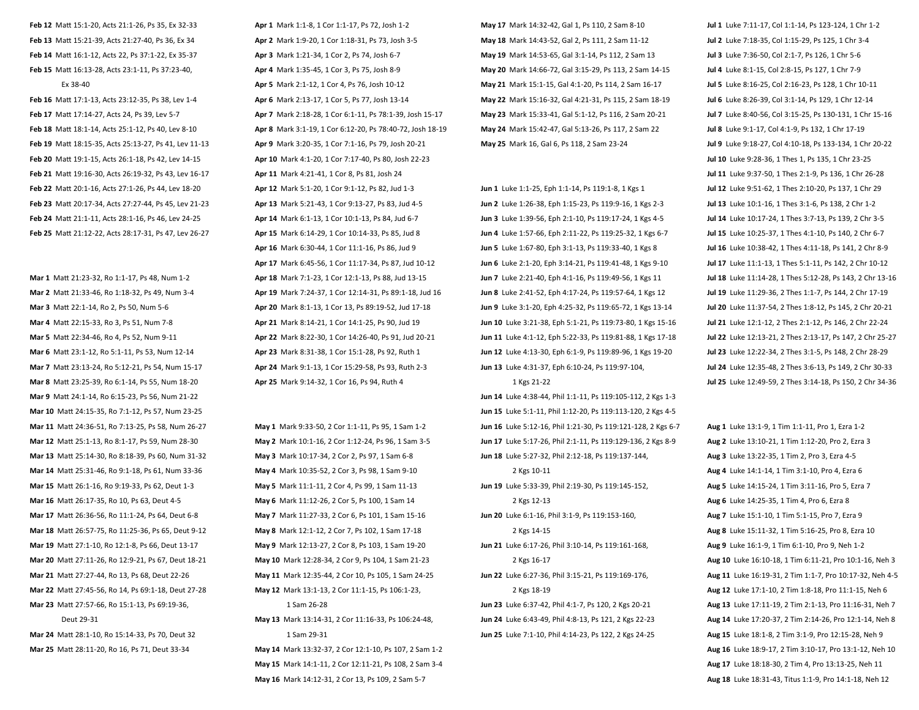**Feb 12** Matt 15:1-20, Acts 21:1-26, Ps 35, Ex 32-33

**Feb 13** Matt 15:21-39, Acts 21:27-40, Ps 36, Ex 34

**Feb 14** Matt 16:1-12, Acts 22, Ps 37:1-22, Ex 35-37

**Feb 15** Matt 16:13-28, Acts 23:1-11, Ps 37:23-40, Ex 38-40

**Feb 16** Matt 17:1-13, Acts 23:12-35, Ps 38, Lev 1-4

**Feb 17** Matt 17:14-27, Acts 24, Ps 39, Lev 5-7

**Feb 18** Matt 18:1-14, Acts 25:1-12, Ps 40, Lev 8-10

**Feb 19** Matt 18:15-35, Acts 25:13-27, Ps 41, Lev 11-13

**Feb 20** Matt 19:1-15, Acts 26:1-18, Ps 42, Lev 14-15

**Feb 21** Matt 19:16-30, Acts 26:19-32, Ps 43, Lev 16-17

**Feb 22** Matt 20:1-16, Acts 27:1-26, Ps 44, Lev 18-20

**Feb 23** Matt 20:17-34, Acts 27:27-44, Ps 45, Lev 21-23

**Feb 24** Matt 21:1-11, Acts 28:1-16, Ps 46, Lev 24-25

**Feb 25** Matt 21:12-22, Acts 28:17-31, Ps 47, Lev 26-27

**Mar 1** Matt 21:23-32, Ro 1:1-17, Ps 48, Num 1-2

**Mar 2** Matt 21:33-46, Ro 1:18-32, Ps 49, Num 3-4

**Mar 3** Matt 22:1-14, Ro 2, Ps 50, Num 5-6

**Mar 4** Matt 22:15-33, Ro 3, Ps 51, Num 7-8

**Mar 5** Matt 22:34-46, Ro 4, Ps 52, Num 9-11

**Mar 6** Matt 23:1-12, Ro 5:1-11, Ps 53, Num 12-14

**Mar 7** Matt 23:13-24, Ro 5:12-21, Ps 54, Num 15-17

**Mar 8** Matt 23:25-39, Ro 6:1-14, Ps 55, Num 18-20

**Mar 9** Matt 24:1-14, Ro 6:15-23, Ps 56, Num 21-22

**Mar 10** Matt 24:15-35, Ro 7:1-12, Ps 57, Num 23-25

**Mar 11** Matt 24:36-51, Ro 7:13-25, Ps 58, Num 26-27

**Mar 12** Matt 25:1-13, Ro 8:1-17, Ps 59, Num 28-30

**Mar 13** Matt 25:14-30, Ro 8:18-39, Ps 60, Num 31-32

**Mar 14** Matt 25:31-46, Ro 9:1-18, Ps 61, Num 33-36

**Mar 15** Matt 26:1-16, Ro 9:19-33, Ps 62, Deut 1-3

**Mar 16** Matt 26:17-35, Ro 10, Ps 63, Deut 4-5

**Mar 17** Matt 26:36-56, Ro 11:1-24, Ps 64, Deut 6-8

**Mar 18** Matt 26:57-75, Ro 11:25-36, Ps 65, Deut 9-12

**Mar 19** Matt 27:1-10, Ro 12:1-8, Ps 66, Deut 13-17

**Mar 20** Matt 27:11-26, Ro 12:9-21, Ps 67, Deut 18-21

**Mar 21** Matt 27:27-44, Ro 13, Ps 68, Deut 22-26

**Mar 22** Matt 27:45-56, Ro 14, Ps 69:1-18, Deut 27-28

**Mar 23** Matt 27:57-66, Ro 15:1-13, Ps 69:19-36, Deut 29-31

**Mar 24** Matt 28:1-10, Ro 15:14-33, Ps 70, Deut 32

**Mar 25** Matt 28:11-20, Ro 16, Ps 71, Deut 33-34

**Apr 1** Mark 1:1-8, 1 Cor 1:1-17, Ps 72, Josh 1-2

**Apr 2** Mark 1:9-20, 1 Cor 1:18-31, Ps 73, Josh 3-5

**Apr 3** Mark 1:21-34, 1 Cor 2, Ps 74, Josh 6-7

**Apr 4** Mark 1:35-45, 1 Cor 3, Ps 75, Josh 8-9

**Apr 5** Mark 2:1-12, 1 Cor 4, Ps 76, Josh 10-12

**Apr 6** Mark 2:13-17, 1 Cor 5, Ps 77, Josh 13-14

**Apr 7** Mark 2:18-28, 1 Cor 6:1-11, Ps 78:1-39, Josh 15-17

**Apr 8** Mark 3:1-19, 1 Cor 6:12-20, Ps 78:40-72, Josh 18-19

**Apr 9** Mark 3:20-35, 1 Cor 7:1-16, Ps 79, Josh 20-21

**Apr 10** Mark 4:1-20, 1 Cor 7:17-40, Ps 80, Josh 22-23

**Apr 11** Mark 4:21-41, 1 Cor 8, Ps 81, Josh 24

**Apr 12** Mark 5:1-20, 1 Cor 9:1-12, Ps 82, Jud 1-3

**Apr 13** Mark 5:21-43, 1 Cor 9:13-27, Ps 83, Jud 4-5

**Apr 14** Mark 6:1-13, 1 Cor 10:1-13, Ps 84, Jud 6-7

**Apr 15** Mark 6:14-29, 1 Cor 10:14-33, Ps 85, Jud 8

**Apr 16** Mark 6:30-44, 1 Cor 11:1-16, Ps 86, Jud 9

**Apr 17** Mark 6:45-56, 1 Cor 11:17-34, Ps 87, Jud 10-12

**Apr 18** Mark 7:1-23, 1 Cor 12:1-13, Ps 88, Jud 13-15

**Apr 19** Mark 7:24-37, 1 Cor 12:14-31, Ps 89:1-18, Jud 16

**Apr 20** Mark 8:1-13, 1 Cor 13, Ps 89:19-52, Jud 17-18

**Apr 21** Mark 8:14-21, 1 Cor 14:1-25, Ps 90, Jud 19

**Apr 22** Mark 8:22-30, 1 Cor 14:26-40, Ps 91, Jud 20-21

**Apr 23** Mark 8:31-38, 1 Cor 15:1-28, Ps 92, Ruth 1

**Apr 24** Mark 9:1-13, 1 Cor 15:29-58, Ps 93, Ruth 2-3

**Apr 25** Mark 9:14-32, 1 Cor 16, Ps 94, Ruth 4

**May 1** Mark 9:33-50, 2 Cor 1:1-11, Ps 95, 1 Sam 1-2

**May 2** Mark 10:1-16, 2 Cor 1:12-24, Ps 96, 1 Sam 3-5

**May 3** Mark 10:17-34, 2 Cor 2, Ps 97, 1 Sam 6-8

**May 4** Mark 10:35-52, 2 Cor 3, Ps 98, 1 Sam 9-10

**May 5** Mark 11:1-11, 2 Cor 4, Ps 99, 1 Sam 11-13

**May 6** Mark 11:12-26, 2 Cor 5, Ps 100, 1 Sam 14

**May 7** Mark 11:27-33, 2 Cor 6, Ps 101, 1 Sam 15-16

**May 8** Mark 12:1-12, 2 Cor 7, Ps 102, 1 Sam 17-18

**May 9** Mark 12:13-27, 2 Cor 8, Ps 103, 1 Sam 19-20

**May 10** Mark 12:28-34, 2 Cor 9, Ps 104, 1 Sam 21-23

**May 11** Mark 12:35-44, 2 Cor 10, Ps 105, 1 Sam 24-25

**May 12** Mark 13:1-13, 2 Cor 11:1-15, Ps 106:1-23, 1 Sam 26-28

**May 13** Mark 13:14-31, 2 Cor 11:16-33, Ps 106:24-48, 1 Sam 29-31

**May 14** Mark 13:32-37, 2 Cor 12:1-10, Ps 107, 2 Sam 1-2

**May 15** Mark 14:1-11, 2 Cor 12:11-21, Ps 108, 2 Sam 3-4

**May 16** Mark 14:12-31, 2 Cor 13, Ps 109, 2 Sam 5-7

**May 17** Mark 14:32-42, Gal 1, Ps 110, 2 Sam 8-10

**May 18** Mark 14:43-52, Gal 2, Ps 111, 2 Sam 11-12

**May 19** Mark 14:53-65, Gal 3:1-14, Ps 112, 2 Sam 13

**May 20** Mark 14:66-72, Gal 3:15-29, Ps 113, 2 Sam 14-15

**May 21** Mark 15:1-15, Gal 4:1-20, Ps 114, 2 Sam 16-17

**May 22** Mark 15:16-32, Gal 4:21-31, Ps 115, 2 Sam 18-19

**May 23** Mark 15:33-41, Gal 5:1-12, Ps 116, 2 Sam 20-21

**May 24** Mark 15:42-47, Gal 5:13-26, Ps 117, 2 Sam 22

**May 25** Mark 16, Gal 6, Ps 118, 2 Sam 23-24

**Jun 1** Luke 1:1-25, Eph 1:1-14, Ps 119:1-8, 1 Kgs 1

**Jun 2** Luke 1:26-38, Eph 1:15-23, Ps 119:9-16, 1 Kgs 2-3

**Jun 3** Luke 1:39-56, Eph 2:1-10, Ps 119:17-24, 1 Kgs 4-5

**Jun 4** Luke 1:57-66, Eph 2:11-22, Ps 119:25-32, 1 Kgs 6-7

**Jun 5** Luke 1:67-80, Eph 3:1-13, Ps 119:33-40, 1 Kgs 8

**Jun 6** Luke 2:1-20, Eph 3:14-21, Ps 119:41-48, 1 Kgs 9-10

**Jun 7** Luke 2:21-40, Eph 4:1-16, Ps 119:49-56, 1 Kgs 11

**Jun 8** Luke 2:41-52, Eph 4:17-24, Ps 119:57-64, 1 Kgs 12

**Jun 9** Luke 3:1-20, Eph 4:25-32, Ps 119:65-72, 1 Kgs 13-14

**Jun 10** Luke 3:21-38, Eph 5:1-21, Ps 119:73-80, 1 Kgs 15-16

**Jun 11** Luke 4:1-12, Eph 5:22-33, Ps 119:81-88, 1 Kgs 17-18

**Jun 12** Luke 4:13-30, Eph 6:1-9, Ps 119:89-96, 1 Kgs 19-20

**Jun 13** Luke 4:31-37, Eph 6:10-24, Ps 119:97-104, 1 Kgs 21-22

**Jun 14** Luke 4:38-44, Phil 1:1-11, Ps 119:105-112, 2 Kgs 1-3

**Jun 15** Luke 5:1-11, Phil 1:12-20, Ps 119:113-120, 2 Kgs 4-5

**Jun 16** Luke 5:12-16, Phil 1:21-30, Ps 119:121-128, 2 Kgs 6-7

**Jun 17** Luke 5:17-26, Phil 2:1-11, Ps 119:129-136, 2 Kgs 8-9

**Jun 18** Luke 5:27-32, Phil 2:12-18, Ps 119:137-144, 2 Kgs 10-11

**Jun 19** Luke 5:33-39, Phil 2:19-30, Ps 119:145-152, 2 Kgs 12-13

**Jun 20** Luke 6:1-16, Phil 3:1-9, Ps 119:153-160, 2 Kgs 14-15

**Jun 21** Luke 6:17-26, Phil 3:10-14, Ps 119:161-168, 2 Kgs 16-17

**Jun 22** Luke 6:27-36, Phil 3:15-21, Ps 119:169-176, 2 Kgs 18-19

**Jun 23** Luke 6:37-42, Phil 4:1-7, Ps 120, 2 Kgs 20-21

**Jun 24** Luke 6:43-49, Phil 4:8-13, Ps 121, 2 Kgs 22-23

**Jun 25** Luke 7:1-10, Phil 4:14-23, Ps 122, 2 Kgs 24-25

**Jul 1** Luke 7:11-17, Col 1:1-14, Ps 123-124, 1 Chr 1-2

**Jul 2** Luke 7:18-35, Col 1:15-29, Ps 125, 1 Chr 3-4

**Jul 3** Luke 7:36-50, Col 2:1-7, Ps 126, 1 Chr 5-6

**Jul 4** Luke 8:1-15, Col 2:8-15, Ps 127, 1 Chr 7-9

**Jul 5** Luke 8:16-25, Col 2:16-23, Ps 128, 1 Chr 10-11

**Jul 6** Luke 8:26-39, Col 3:1-14, Ps 129, 1 Chr 12-14

**Jul 7** Luke 8:40-56, Col 3:15-25, Ps 130-131, 1 Chr 15-16

**Jul 8** Luke 9:1-17, Col 4:1-9, Ps 132, 1 Chr 17-19

**Jul 9** Luke 9:18-27, Col 4:10-18, Ps 133-134, 1 Chr 20-22

**Jul 10** Luke 9:28-36, 1 Thes 1, Ps 135, 1 Chr 23-25

**Jul 11** Luke 9:37-50, 1 Thes 2:1-9, Ps 136, 1 Chr 26-28

**Jul 12** Luke 9:51-62, 1 Thes 2:10-20, Ps 137, 1 Chr 29

**Jul 13** Luke 10:1-16, 1 Thes 3:1-6, Ps 138, 2 Chr 1-2

**Jul 14** Luke 10:17-24, 1 Thes 3:7-13, Ps 139, 2 Chr 3-5

**Jul 15** Luke 10:25-37, 1 Thes 4:1-10, Ps 140, 2 Chr 6-7

**Jul 16** Luke 10:38-42, 1 Thes 4:11-18, Ps 141, 2 Chr 8-9

**Jul 17** Luke 11:1-13, 1 Thes 5:1-11, Ps 142, 2 Chr 10-12

**Jul 18** Luke 11:14-28, 1 Thes 5:12-28, Ps 143, 2 Chr 13-16

**Jul 19** Luke 11:29-36, 2 Thes 1:1-7, Ps 144, 2 Chr 17-19

**Jul 20** Luke 11:37-54, 2 Thes 1:8-12, Ps 145, 2 Chr 20-21

**Jul 21** Luke 12:1-12, 2 Thes 2:1-12, Ps 146, 2 Chr 22-24

**Jul 22** Luke 12:13-21, 2 Thes 2:13-17, Ps 147, 2 Chr 25-27

**Jul 23** Luke 12:22-34, 2 Thes 3:1-5, Ps 148, 2 Chr 28-29

**Jul 24** Luke 12:35-48, 2 Thes 3:6-13, Ps 149, 2 Chr 30-33

**Jul 25** Luke 12:49-59, 2 Thes 3:14-18, Ps 150, 2 Chr 34-36

**Aug 1** Luke 13:1-9, 1 Tim 1:1-11, Pro 1, Ezra 1-2

**Aug 2** Luke 13:10-21, 1 Tim 1:12-20, Pro 2, Ezra 3

**Aug 3** Luke 13:22-35, 1 Tim 2, Pro 3, Ezra 4-5

**Aug 4** Luke 14:1-14, 1 Tim 3:1-10, Pro 4, Ezra 6

**Aug 5** Luke 14:15-24, 1 Tim 3:11-16, Pro 5, Ezra 7

**Aug 6** Luke 14:25-35, 1 Tim 4, Pro 6, Ezra 8

**Aug 7** Luke 15:1-10, 1 Tim 5:1-15, Pro 7, Ezra 9

**Aug 8** Luke 15:11-32, 1 Tim 5:16-25, Pro 8, Ezra 10

**Aug 9** Luke 16:1-9, 1 Tim 6:1-10, Pro 9, Neh 1-2

**Aug 10** Luke 16:10-18, 1 Tim 6:11-21, Pro 10:1-16, Neh 3

**Aug 11** Luke 16:19-31, 2 Tim 1:1-7, Pro 10:17-32, Neh 4-5

**Aug 12** Luke 17:1-10, 2 Tim 1:8-18, Pro 11:1-15, Neh 6

**Aug 13** Luke 17:11-19, 2 Tim 2:1-13, Pro 11:16-31, Neh 7

**Aug 14** Luke 17:20-37, 2 Tim 2:14-26, Pro 12:1-14, Neh 8

**Aug 15** Luke 18:1-8, 2 Tim 3:1-9, Pro 12:15-28, Neh 9

**Aug 16** Luke 18:9-17, 2 Tim 3:10-17, Pro 13:1-12, Neh 10

**Aug 17** Luke 18:18-30, 2 Tim 4, Pro 13:13-25, Neh 11

**Aug 18** Luke 18:31-43, Titus 1:1-9, Pro 14:1-18, Neh 12